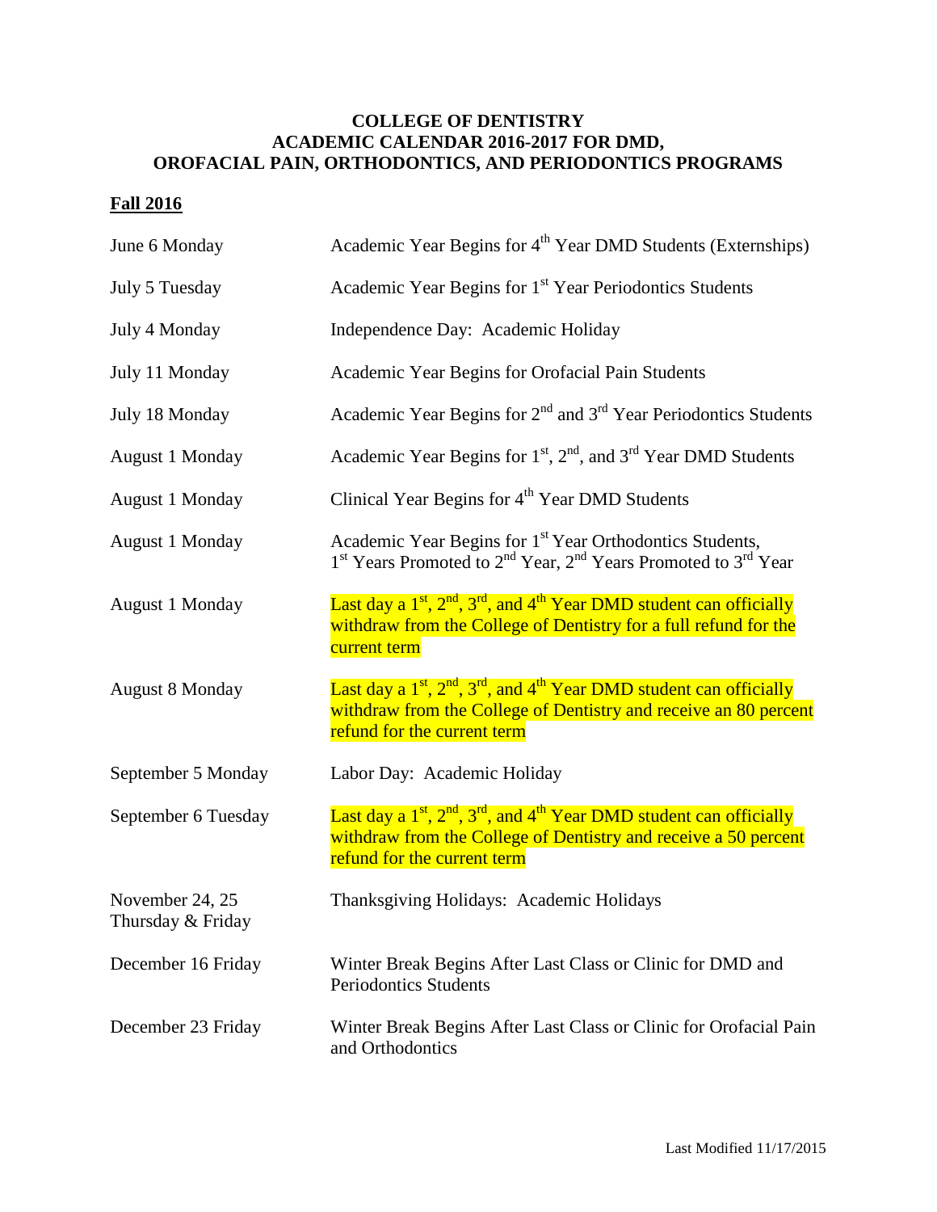# COLLEGE OF DENTISTRY
# ACADEMIC CALENDAR 2016-2017 FOR DMD, OROFACIAL PAIN, ORTHODONTICS, AND PERIODONTICS PROGRAMS

## Fall 2016

| | |
|---|---|
| June 6 Monday | Academic Year Begins for 4th Year DMD Students (Externships) |
| July 5 Tuesday | Academic Year Begins for 1st Year Periodontics Students |
| July 4 Monday | Independence Day: Academic Holiday |
| July 11 Monday | Academic Year Begins for Orofacial Pain Students |
| July 18 Monday | Academic Year Begins for 2nd and 3rd Year Periodontics Students |
| August 1 Monday | Academic Year Begins for 1st, 2nd, and 3rd Year DMD Students |
| August 1 Monday | Clinical Year Begins for 4th Year DMD Students |
| August 1 Monday | Academic Year Begins for 1st Year Orthodontics Students, 1st Years Promoted to 2nd Year, 2nd Years Promoted to 3rd Year |
| August 1 Monday | Last day a 1st, 2nd, 3rd, and 4th Year DMD student can officially withdraw from the College of Dentistry for a full refund for the current term |
| August 8 Monday | Last day a 1st, 2nd, 3rd, and 4th Year DMD student can officially withdraw from the College of Dentistry and receive an 80 percent refund for the current term |
| September 5 Monday | Labor Day: Academic Holiday |
| September 6 Tuesday | Last day a 1st, 2nd, 3rd, and 4th Year DMD student can officially withdraw from the College of Dentistry and receive a 50 percent refund for the current term |
| November 24, 25 Thursday & Friday | Thanksgiving Holidays: Academic Holidays |
| December 16 Friday | Winter Break Begins After Last Class or Clinic for DMD and Periodontics Students |
| December 23 Friday | Winter Break Begins After Last Class or Clinic for Orofacial Pain and Orthodontics |

Last Modified 11/17/2015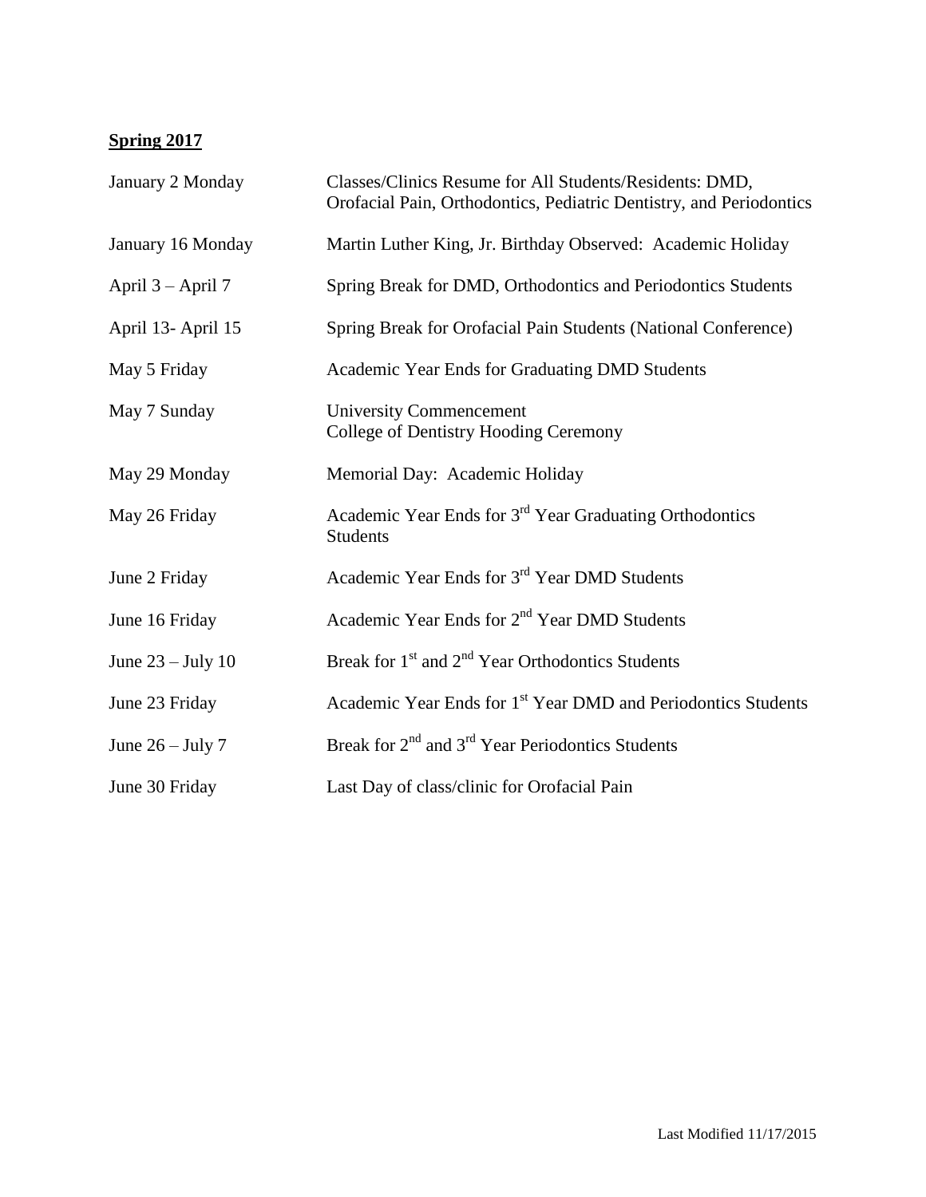**Spring 2017**

| | |
|---|---|
| January 2 Monday | Classes/Clinics Resume for All Students/Residents: DMD, Orofacial Pain, Orthodontics, Pediatric Dentistry, and Periodontics |
| January 16 Monday | Martin Luther King, Jr. Birthday Observed: Academic Holiday |
| April 3 – April 7 | Spring Break for DMD, Orthodontics and Periodontics Students |
| April 13- April 15 | Spring Break for Orofacial Pain Students (National Conference) |
| May 5 Friday | Academic Year Ends for Graduating DMD Students |
| May 7 Sunday | University Commencement<br>College of Dentistry Hooding Ceremony |
| May 29 Monday | Memorial Day: Academic Holiday |
| May 26 Friday | Academic Year Ends for 3rd Year Graduating Orthodontics Students |
| June 2 Friday | Academic Year Ends for 3rd Year DMD Students |
| June 16 Friday | Academic Year Ends for 2nd Year DMD Students |
| June 23 – July 10 | Break for 1st and 2nd Year Orthodontics Students |
| June 23 Friday | Academic Year Ends for 1st Year DMD and Periodontics Students |
| June 26 – July 7 | Break for 2nd and 3rd Year Periodontics Students |
| June 30 Friday | Last Day of class/clinic for Orofacial Pain |

Last Modified 11/17/2015